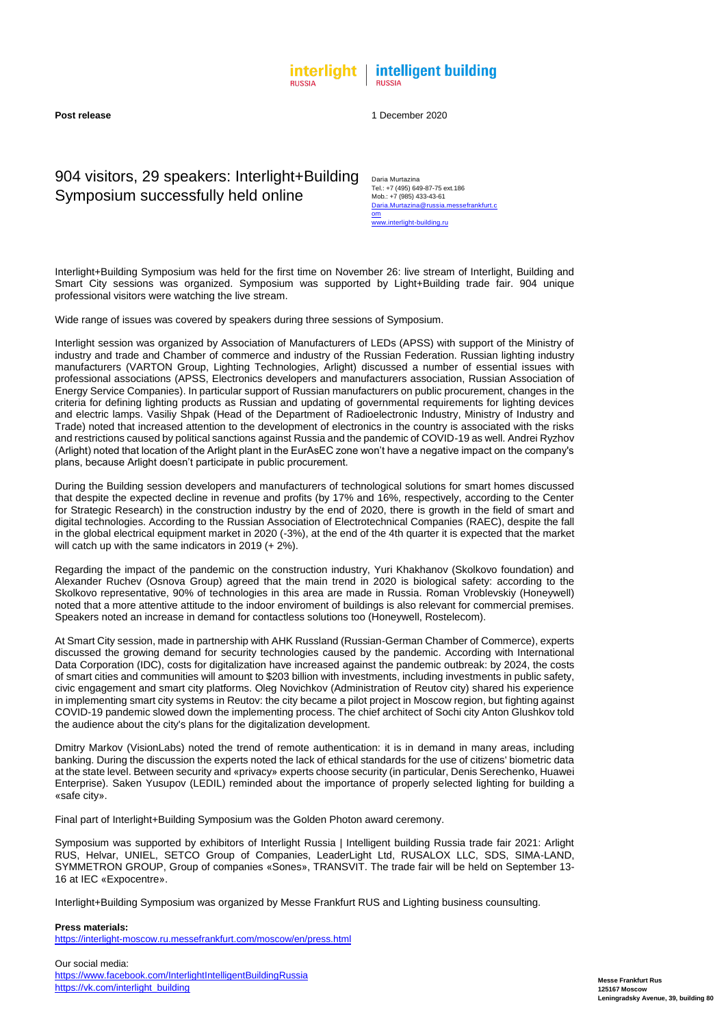interlight RUSSIA | intelligent building RUSSIA

**Post release**

1 December 2020

# 904 visitors, 29 speakers: Interlight+Building Symposium successfully held online

Daria Murtazina
Tel.: +7 (495) 649-87-75 ext.186
Mob.: +7 (985) 433-43-61
Daria.Murtazina@russia.messefrankfurt.com
www.interlight-building.ru

Interlight+Building Symposium was held for the first time on November 26: live stream of Interlight, Building and Smart City sessions was organized. Symposium was supported by Light+Building trade fair. 904 unique professional visitors were watching the live stream.

Wide range of issues was covered by speakers during three sessions of Symposium.

Interlight session was organized by Association of Manufacturers of LEDs (APSS) with support of the Ministry of industry and trade and Chamber of commerce and industry of the Russian Federation. Russian lighting industry manufacturers (VARTON Group, Lighting Technologies, Arlight) discussed a number of essential issues with professional associations (APSS, Electronics developers and manufacturers association, Russian Association of Energy Service Companies). In particular support of Russian manufacturers on public procurement, changes in the criteria for defining lighting products as Russian and updating of governmental requirements for lighting devices and electric lamps. Vasiliy Shpak (Head of the Department of Radioelectronic Industry, Ministry of Industry and Trade) noted that increased attention to the development of electronics in the country is associated with the risks and restrictions caused by political sanctions against Russia and the pandemic of COVID-19 as well. Andrei Ryzhov (Arlight) noted that location of the Arlight plant in the EurAsEC zone won't have a negative impact on the company's plans, because Arlight doesn't participate in public procurement.

During the Building session developers and manufacturers of technological solutions for smart homes discussed that despite the expected decline in revenue and profits (by 17% and 16%, respectively, according to the Center for Strategic Research) in the construction industry by the end of 2020, there is growth in the field of smart and digital technologies. According to the Russian Association of Electrotechnical Companies (RAEC), despite the fall in the global electrical equipment market in 2020 (-3%), at the end of the 4th quarter it is expected that the market will catch up with the same indicators in 2019 (+ 2%).

Regarding the impact of the pandemic on the construction industry, Yuri Khakhanov (Skolkovo foundation) and Alexander Ruchev (Osnova Group) agreed that the main trend in 2020 is biological safety: according to the Skolkovo representative, 90% of technologies in this area are made in Russia. Roman Vroblevskiy (Honeywell) noted that a more attentive attitude to the indoor enviroment of buildings is also relevant for commercial premises. Speakers noted an increase in demand for contactless solutions too (Honeywell, Rostelecom).

At Smart City session, made in partnership with AHK Russland (Russian-German Chamber of Commerce), experts discussed the growing demand for security technologies caused by the pandemic. According with International Data Corporation (IDC), costs for digitalization have increased against the pandemic outbreak: by 2024, the costs of smart cities and communities will amount to $203 billion with investments, including investments in public safety, civic engagement and smart city platforms. Oleg Novichkov (Administration of Reutov city) shared his experience in implementing smart city systems in Reutov: the city became a pilot project in Moscow region, but fighting against COVID-19 pandemic slowed down the implementing process. The chief architect of Sochi city Anton Glushkov told the audience about the city's plans for the digitalization development.

Dmitry Markov (VisionLabs) noted the trend of remote authentication: it is in demand in many areas, including banking. During the discussion the experts noted the lack of ethical standards for the use of citizens' biometric data at the state level. Between security and «privacy» experts choose security (in particular, Denis Serechenko, Huawei Enterprise). Saken Yusupov (LEDIL) reminded about the importance of properly selected lighting for building a «safe city».

Final part of Interlight+Building Symposium was the Golden Photon award ceremony.

Symposium was supported by exhibitors of Interlight Russia | Intelligent building Russia trade fair 2021: Arlight RUS, Helvar, UNIEL, SETCO Group of Companies, LeaderLight Ltd, RUSALOX LLC, SDS, SIMA-LAND, SYMMETRON GROUP, Group of companies «Sones», TRANSVIT. The trade fair will be held on September 13-16 at IEC «Expocentre».

Interlight+Building Symposium was organized by Messe Frankfurt RUS and Lighting business counsulting.

**Press materials:**
https://interlight-moscow.ru.messefrankfurt.com/moscow/en/press.html

Our social media:
https://www.facebook.com/InterlightIntelligentBuildingRussia
https://vk.com/interlight_building

**Messe Frankfurt Rus**
**125167 Moscow**
**Leningradsky Avenue, 39, building 80**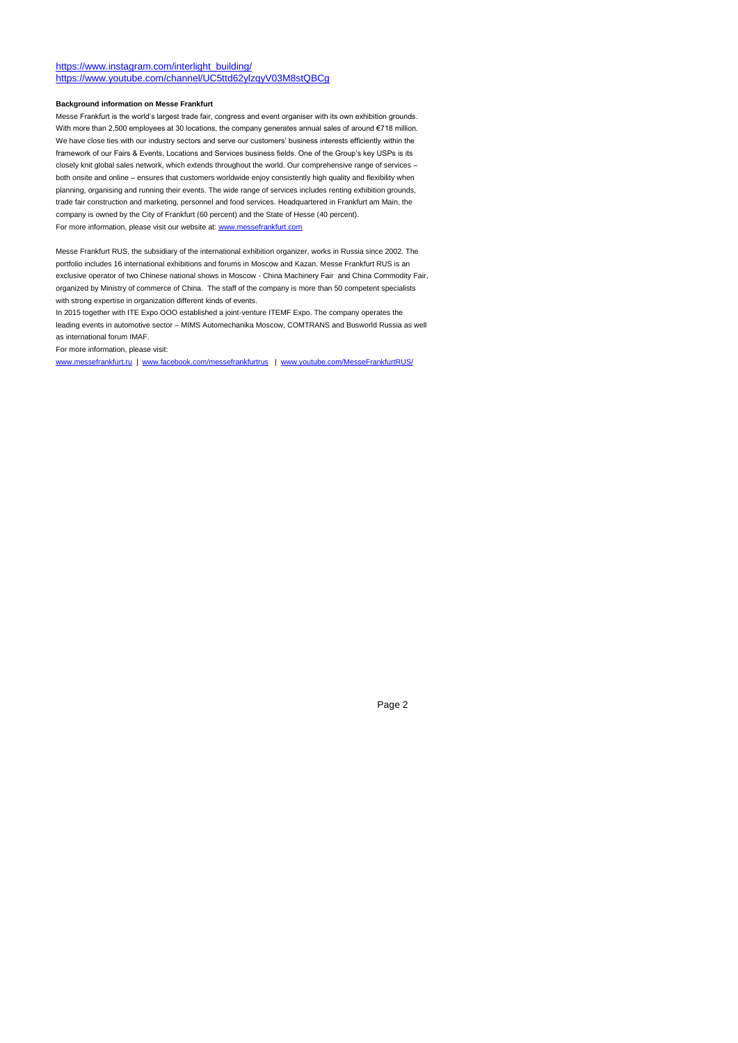https://www.instagram.com/interlight_building/
https://www.youtube.com/channel/UC5ttd62ylzqyV03M8stQBCg

**Background information on Messe Frankfurt**

Messe Frankfurt is the world's largest trade fair, congress and event organiser with its own exhibition grounds. With more than 2,500 employees at 30 locations, the company generates annual sales of around €718 million. We have close ties with our industry sectors and serve our customers' business interests efficiently within the framework of our Fairs & Events, Locations and Services business fields. One of the Group's key USPs is its closely knit global sales network, which extends throughout the world. Our comprehensive range of services – both onsite and online – ensures that customers worldwide enjoy consistently high quality and flexibility when planning, organising and running their events. The wide range of services includes renting exhibition grounds, trade fair construction and marketing, personnel and food services. Headquartered in Frankfurt am Main, the company is owned by the City of Frankfurt (60 percent) and the State of Hesse (40 percent).
For more information, please visit our website at: www.messefrankfurt.com

Messe Frankfurt RUS, the subsidiary of the international exhibition organizer, works in Russia since 2002. The portfolio includes 16 international exhibitions and forums in Moscow and Kazan. Messe Frankfurt RUS is an exclusive operator of two Chinese national shows in Moscow - China Machinery Fair and China Commodity Fair, organized by Ministry of commerce of China. The staff of the company is more than 50 competent specialists with strong expertise in organization different kinds of events.
In 2015 together with ITE Expo OOO established a joint-venture ITEMF Expo. The company operates the leading events in automotive sector – MIMS Automechanika Moscow, COMTRANS and Busworld Russia as well as international forum IMAF.
For more information, please visit:
www.messefrankfurt.ru | www.facebook.com/messefrankfurtrus | www.youtube.com/MesseFrankfurtRUS/